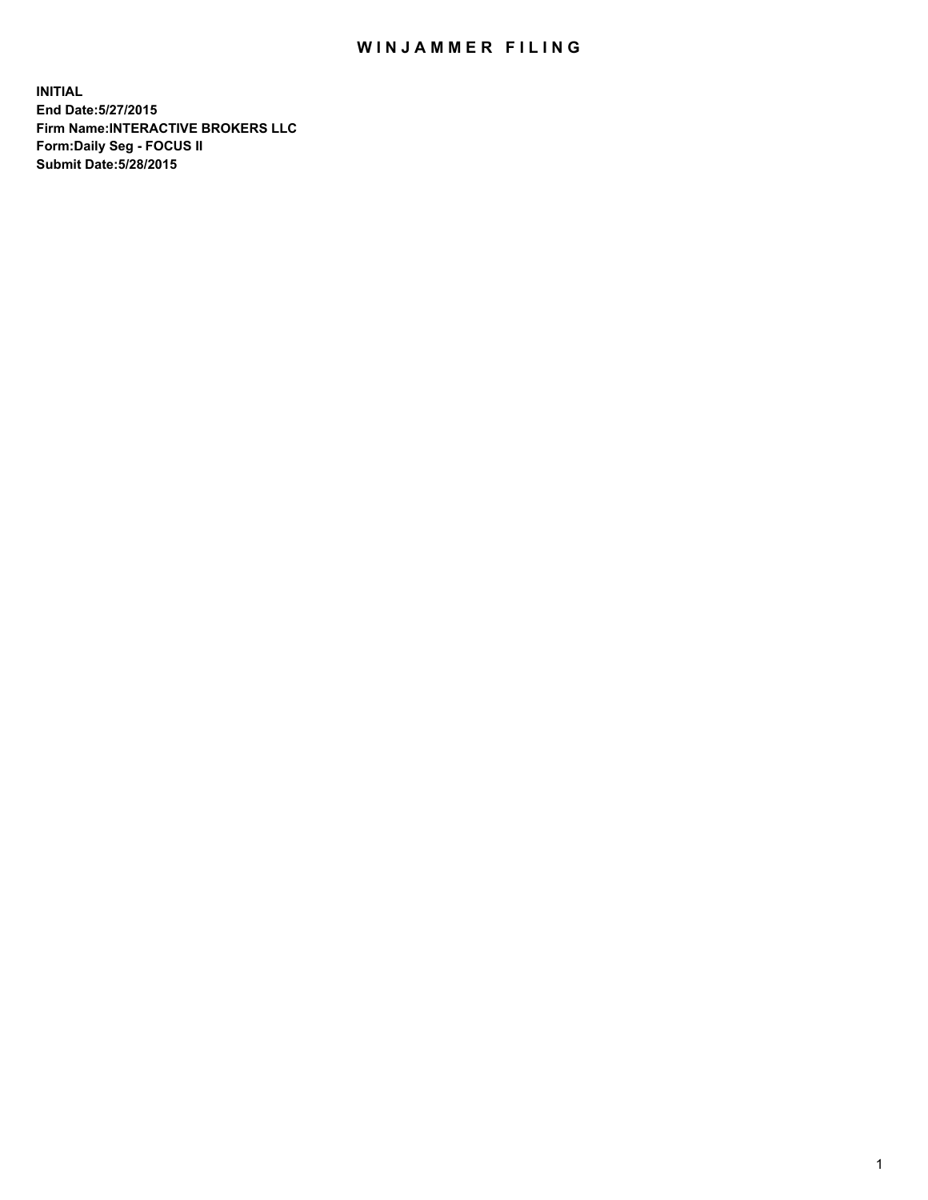# WINJAMMER FILING

**INITIAL**
**End Date:5/27/2015**
**Firm Name:INTERACTIVE BROKERS LLC**
**Form:Daily Seg - FOCUS II**
**Submit Date:5/28/2015**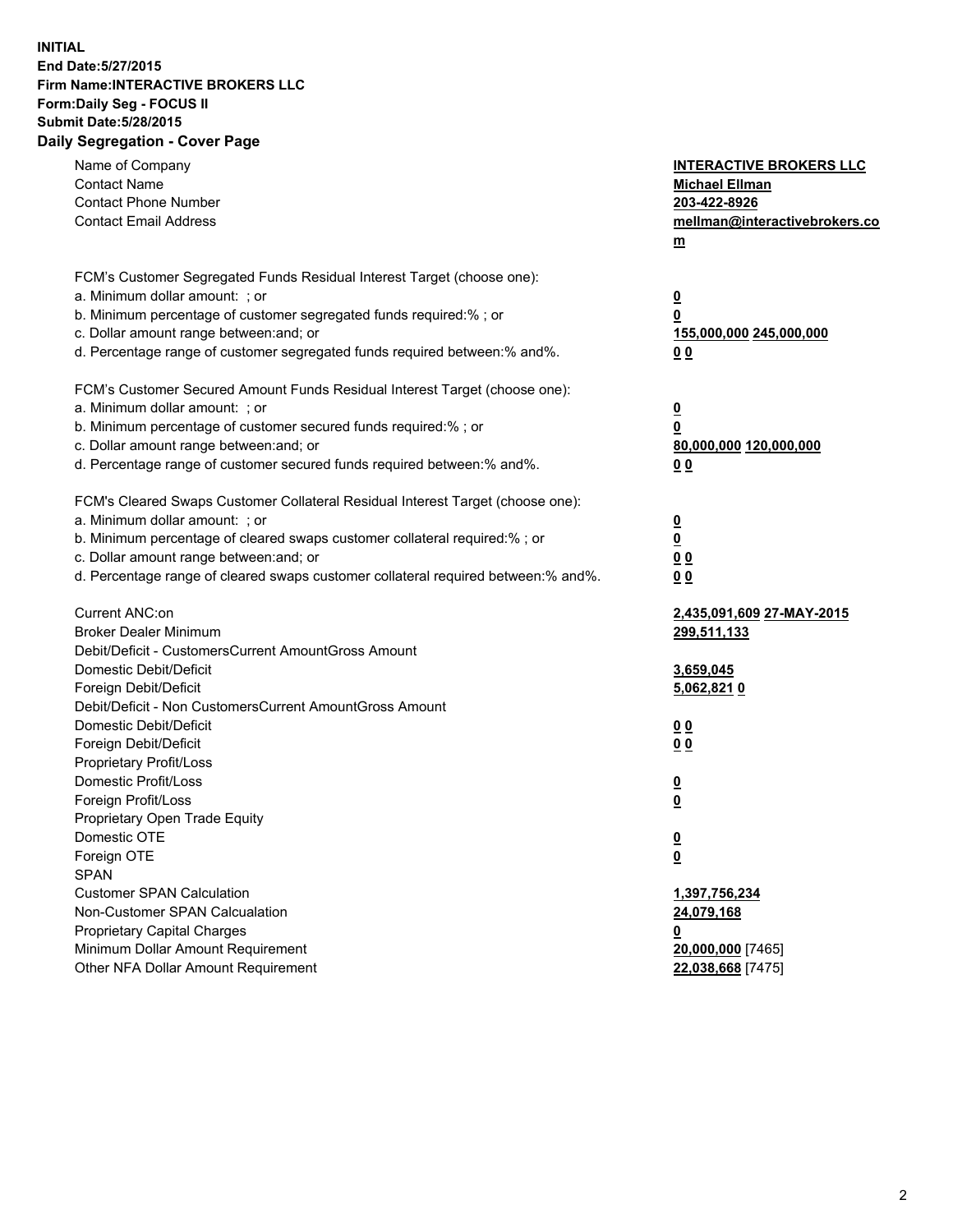**INITIAL**
**End Date:5/27/2015**
**Firm Name:INTERACTIVE BROKERS LLC**
**Form:Daily Seg - FOCUS II**
**Submit Date:5/28/2015**
**Daily Segregation - Cover Page**

| | |
|---|---|
| Name of Company | **INTERACTIVE BROKERS LLC** |
| Contact Name | **Michael Ellman** |
| Contact Phone Number | **203-422-8926** |
| Contact Email Address | **mellman@interactivebrokers.com** |
| FCM's Customer Segregated Funds Residual Interest Target (choose one): | |
| a. Minimum dollar amount: ; or | **0** |
| b. Minimum percentage of customer segregated funds required:% ; or | **0** |
| c. Dollar amount range between:and; or | **155,000,000 245,000,000** |
| d. Percentage range of customer segregated funds required between:% and%. | **0 0** |
| FCM's Customer Secured Amount Funds Residual Interest Target (choose one): | |
| a. Minimum dollar amount: ; or | **0** |
| b. Minimum percentage of customer secured funds required:% ; or | **0** |
| c. Dollar amount range between:and; or | **80,000,000 120,000,000** |
| d. Percentage range of customer secured funds required between:% and%. | **0 0** |
| FCM's Cleared Swaps Customer Collateral Residual Interest Target (choose one): | |
| a. Minimum dollar amount: ; or | **0** |
| b. Minimum percentage of cleared swaps customer collateral required:% ; or | **0** |
| c. Dollar amount range between:and; or | **0 0** |
| d. Percentage range of cleared swaps customer collateral required between:% and%. | **0 0** |
| Current ANC:on | **2,435,091,609 27-MAY-2015** |
| Broker Dealer Minimum | **299,511,133** |
| Debit/Deficit - CustomersCurrent AmountGross Amount | |
| Domestic Debit/Deficit | **3,659,045** |
| Foreign Debit/Deficit | **5,062,821 0** |
| Debit/Deficit - Non CustomersCurrent AmountGross Amount | |
| Domestic Debit/Deficit | **0 0** |
| Foreign Debit/Deficit | **0 0** |
| Proprietary Profit/Loss | |
| Domestic Profit/Loss | **0** |
| Foreign Profit/Loss | **0** |
| Proprietary Open Trade Equity | |
| Domestic OTE | **0** |
| Foreign OTE | **0** |
| SPAN | |
| Customer SPAN Calculation | **1,397,756,234** |
| Non-Customer SPAN Calcualation | **24,079,168** |
| Proprietary Capital Charges | **0** |
| Minimum Dollar Amount Requirement | **20,000,000** [7465] |
| Other NFA Dollar Amount Requirement | **22,038,668** [7475] |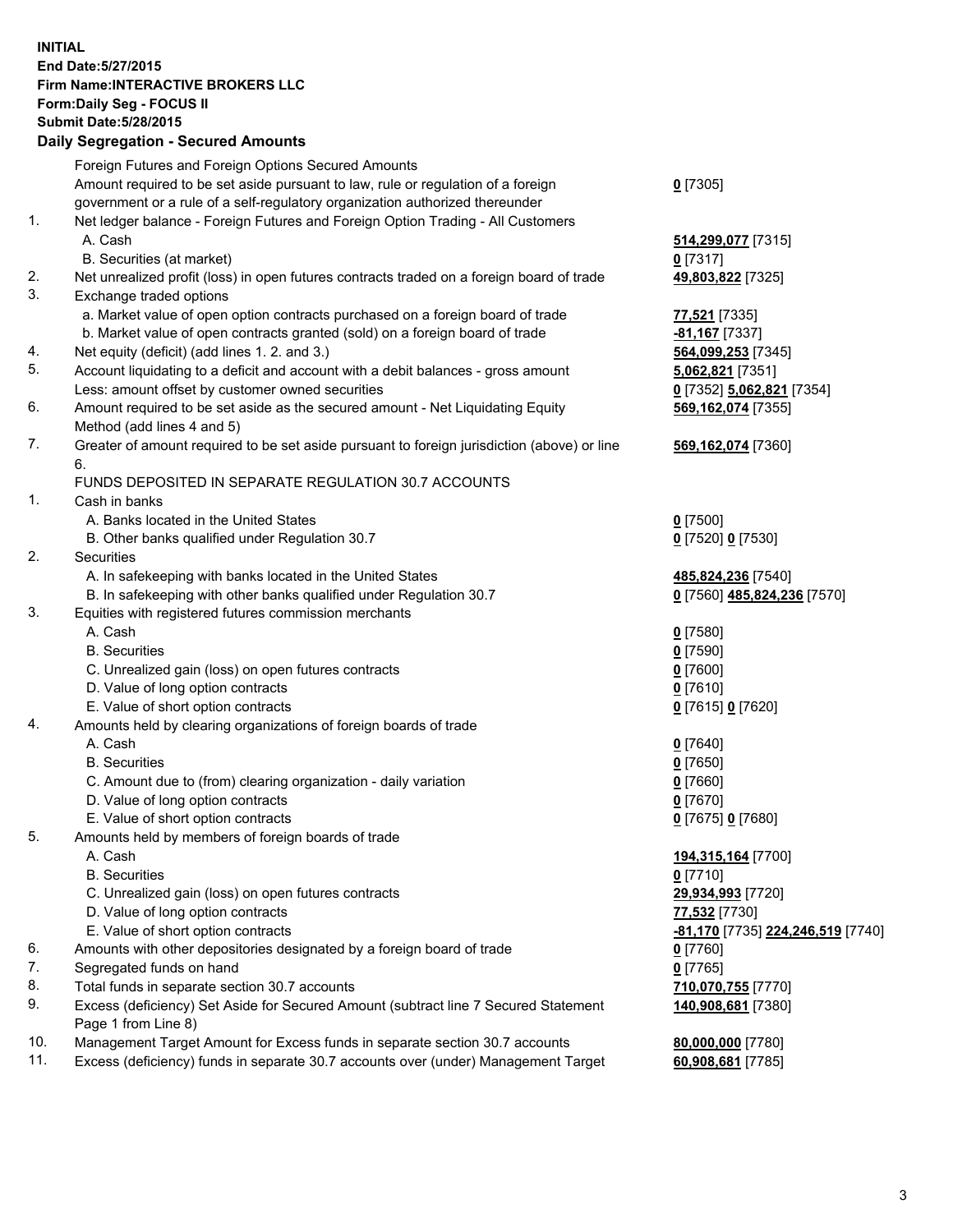**INITIAL**
**End Date:5/27/2015**
**Firm Name:INTERACTIVE BROKERS LLC**
**Form:Daily Seg - FOCUS II**
**Submit Date:5/28/2015**

## Daily Segregation - Secured Amounts

| | | |
|---|---|---|
| | Foreign Futures and Foreign Options Secured Amounts | |
| | Amount required to be set aside pursuant to law, rule or regulation of a foreign government or a rule of a self-regulatory organization authorized thereunder | **0** [7305] |
| 1. | Net ledger balance - Foreign Futures and Foreign Option Trading - All Customers | |
| | A. Cash | **514,299,077** [7315] |
| | B. Securities (at market) | **0** [7317] |
| 2. | Net unrealized profit (loss) in open futures contracts traded on a foreign board of trade | **49,803,822** [7325] |
| 3. | Exchange traded options | |
| | a. Market value of open option contracts purchased on a foreign board of trade | **77,521** [7335] |
| | b. Market value of open contracts granted (sold) on a foreign board of trade | **-81,167** [7337] |
| 4. | Net equity (deficit) (add lines 1. 2. and 3.) | **564,099,253** [7345] |
| 5. | Account liquidating to a deficit and account with a debit balances - gross amount | **5,062,821** [7351] |
| | Less: amount offset by customer owned securities | **0** [7352] **5,062,821** [7354] |
| 6. | Amount required to be set aside as the secured amount - Net Liquidating Equity Method (add lines 4 and 5) | **569,162,074** [7355] |
| 7. | Greater of amount required to be set aside pursuant to foreign jurisdiction (above) or line 6. | **569,162,074** [7360] |
| | FUNDS DEPOSITED IN SEPARATE REGULATION 30.7 ACCOUNTS | |
| 1. | Cash in banks | |
| | A. Banks located in the United States | **0** [7500] |
| | B. Other banks qualified under Regulation 30.7 | **0** [7520] **0** [7530] |
| 2. | Securities | |
| | A. In safekeeping with banks located in the United States | **485,824,236** [7540] |
| | B. In safekeeping with other banks qualified under Regulation 30.7 | **0** [7560] **485,824,236** [7570] |
| 3. | Equities with registered futures commission merchants | |
| | A. Cash | **0** [7580] |
| | B. Securities | **0** [7590] |
| | C. Unrealized gain (loss) on open futures contracts | **0** [7600] |
| | D. Value of long option contracts | **0** [7610] |
| | E. Value of short option contracts | **0** [7615] **0** [7620] |
| 4. | Amounts held by clearing organizations of foreign boards of trade | |
| | A. Cash | **0** [7640] |
| | B. Securities | **0** [7650] |
| | C. Amount due to (from) clearing organization - daily variation | **0** [7660] |
| | D. Value of long option contracts | **0** [7670] |
| | E. Value of short option contracts | **0** [7675] **0** [7680] |
| 5. | Amounts held by members of foreign boards of trade | |
| | A. Cash | **194,315,164** [7700] |
| | B. Securities | **0** [7710] |
| | C. Unrealized gain (loss) on open futures contracts | **29,934,993** [7720] |
| | D. Value of long option contracts | **77,532** [7730] |
| | E. Value of short option contracts | **-81,170** [7735] **224,246,519** [7740] |
| 6. | Amounts with other depositories designated by a foreign board of trade | **0** [7760] |
| 7. | Segregated funds on hand | **0** [7765] |
| 8. | Total funds in separate section 30.7 accounts | **710,070,755** [7770] |
| 9. | Excess (deficiency) Set Aside for Secured Amount (subtract line 7 Secured Statement Page 1 from Line 8) | **140,908,681** [7380] |
| 10. | Management Target Amount for Excess funds in separate section 30.7 accounts | **80,000,000** [7780] |
| 11. | Excess (deficiency) funds in separate 30.7 accounts over (under) Management Target | **60,908,681** [7785] |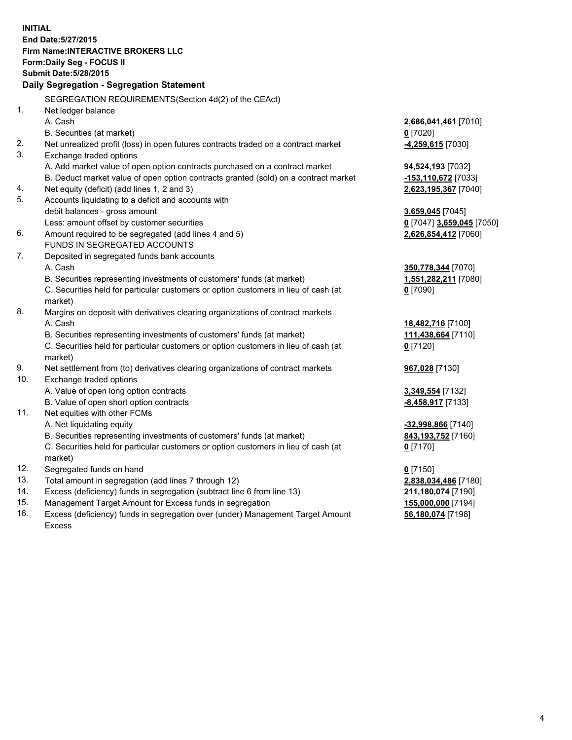**INITIAL**
**End Date:5/27/2015**
**Firm Name:INTERACTIVE BROKERS LLC**
**Form:Daily Seg - FOCUS II**
**Submit Date:5/28/2015**

## Daily Segregation - Segregation Statement

| | | |
|---|---|---|
| | SEGREGATION REQUIREMENTS(Section 4d(2) of the CEAct) | |
| 1. | Net ledger balance | |
| | A. Cash | **2,686,041,461** [7010] |
| | B. Securities (at market) | **0** [7020] |
| 2. | Net unrealized profit (loss) in open futures contracts traded on a contract market | **-4,259,615** [7030] |
| 3. | Exchange traded options | |
| | A. Add market value of open option contracts purchased on a contract market | **94,524,193** [7032] |
| | B. Deduct market value of open option contracts granted (sold) on a contract market | **-153,110,672** [7033] |
| 4. | Net equity (deficit) (add lines 1, 2 and 3) | **2,623,195,367** [7040] |
| 5. | Accounts liquidating to a deficit and accounts with debit balances - gross amount | **3,659,045** [7045] |
| | Less: amount offset by customer securities | **0** [7047] **3,659,045** [7050] |
| 6. | Amount required to be segregated (add lines 4 and 5) | **2,626,854,412** [7060] |
| | FUNDS IN SEGREGATED ACCOUNTS | |
| 7. | Deposited in segregated funds bank accounts | |
| | A. Cash | **350,778,344** [7070] |
| | B. Securities representing investments of customers' funds (at market) | **1,551,282,211** [7080] |
| | C. Securities held for particular customers or option customers in lieu of cash (at market) | **0** [7090] |
| 8. | Margins on deposit with derivatives clearing organizations of contract markets | |
| | A. Cash | **18,482,716** [7100] |
| | B. Securities representing investments of customers' funds (at market) | **111,438,664** [7110] |
| | C. Securities held for particular customers or option customers in lieu of cash (at market) | **0** [7120] |
| 9. | Net settlement from (to) derivatives clearing organizations of contract markets | **967,028** [7130] |
| 10. | Exchange traded options | |
| | A. Value of open long option contracts | **3,349,554** [7132] |
| | B. Value of open short option contracts | **-8,458,917** [7133] |
| 11. | Net equities with other FCMs | |
| | A. Net liquidating equity | **-32,998,866** [7140] |
| | B. Securities representing investments of customers' funds (at market) | **843,193,752** [7160] |
| | C. Securities held for particular customers or option customers in lieu of cash (at market) | **0** [7170] |
| 12. | Segregated funds on hand | **0** [7150] |
| 13. | Total amount in segregation (add lines 7 through 12) | **2,838,034,486** [7180] |
| 14. | Excess (deficiency) funds in segregation (subtract line 6 from line 13) | **211,180,074** [7190] |
| 15. | Management Target Amount for Excess funds in segregation | **155,000,000** [7194] |
| 16. | Excess (deficiency) funds in segregation over (under) Management Target Amount Excess | **56,180,074** [7198] |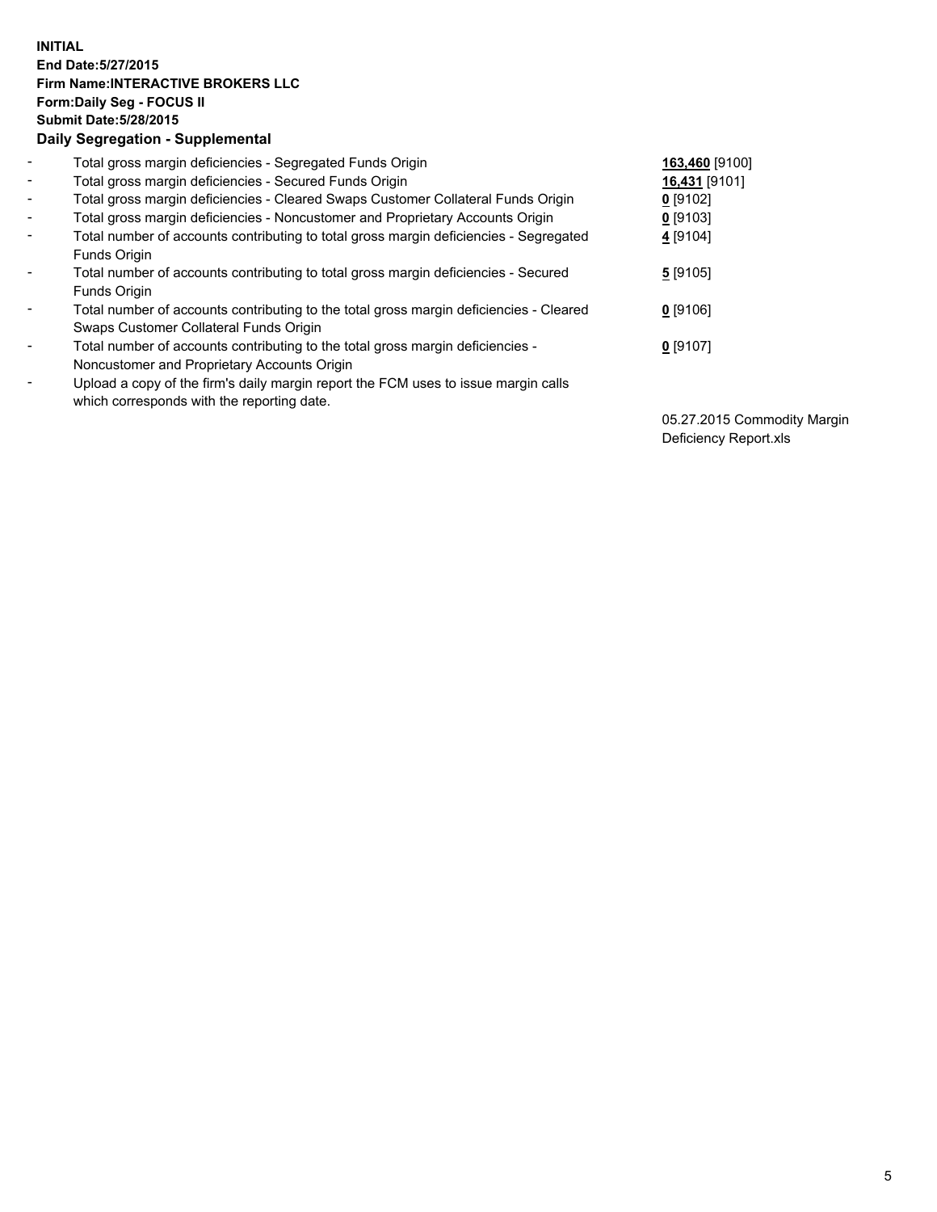**INITIAL**
**End Date:5/27/2015**
**Firm Name:INTERACTIVE BROKERS LLC**
**Form:Daily Seg - FOCUS II**
**Submit Date:5/28/2015**

**Daily Segregation - Supplemental**

| | | |
|---|---|---|
| - | Total gross margin deficiencies - Segregated Funds Origin | **163,460** [9100] |
| - | Total gross margin deficiencies - Secured Funds Origin | **16,431** [9101] |
| - | Total gross margin deficiencies - Cleared Swaps Customer Collateral Funds Origin | **0** [9102] |
| - | Total gross margin deficiencies - Noncustomer and Proprietary Accounts Origin | **0** [9103] |
| - | Total number of accounts contributing to total gross margin deficiencies - Segregated Funds Origin | **4** [9104] |
| - | Total number of accounts contributing to total gross margin deficiencies - Secured Funds Origin | **5** [9105] |
| - | Total number of accounts contributing to the total gross margin deficiencies - Cleared Swaps Customer Collateral Funds Origin | **0** [9106] |
| - | Total number of accounts contributing to the total gross margin deficiencies - Noncustomer and Proprietary Accounts Origin | **0** [9107] |
| - | Upload a copy of the firm's daily margin report the FCM uses to issue margin calls which corresponds with the reporting date. | 05.27.2015 Commodity Margin Deficiency Report.xls |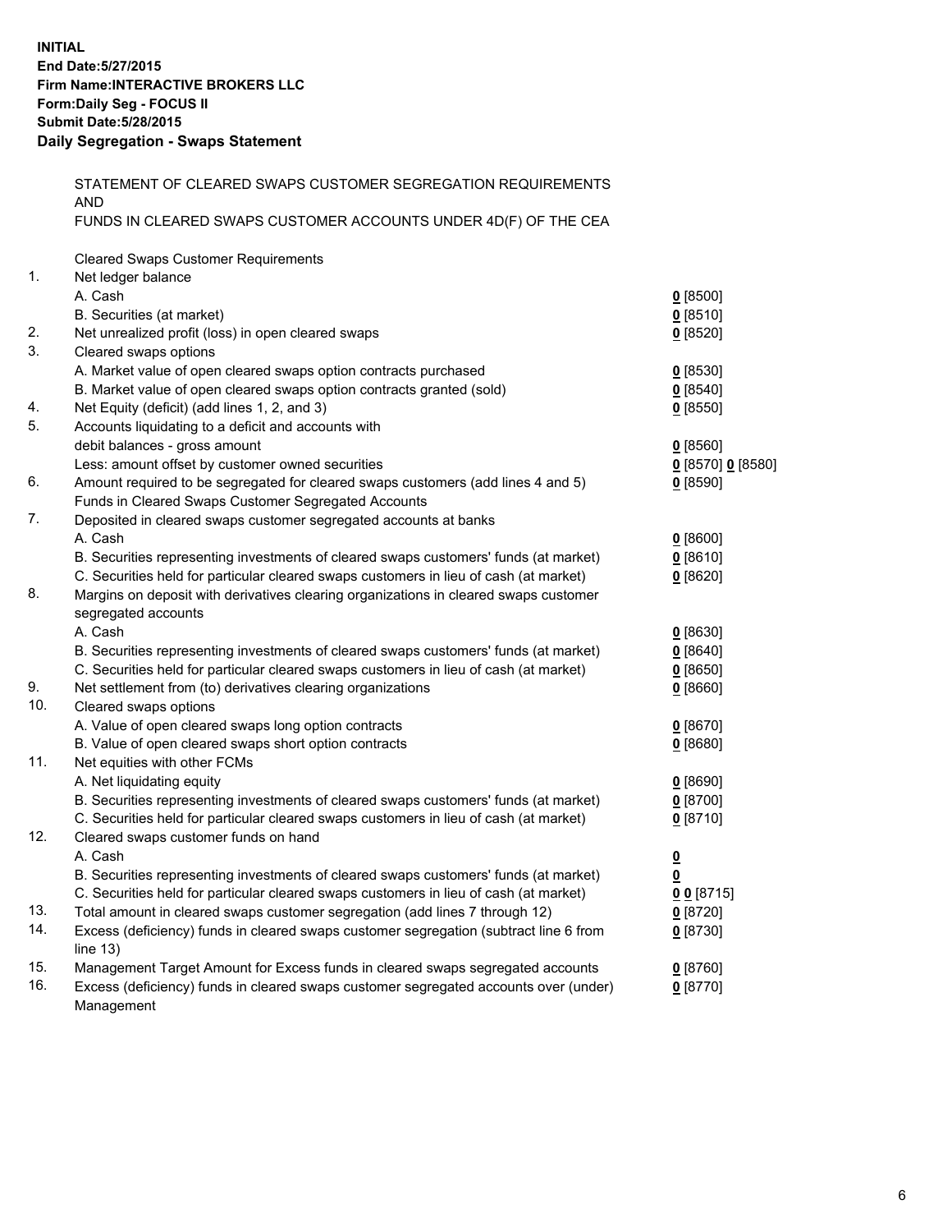**INITIAL**
**End Date:5/27/2015**
**Firm Name:INTERACTIVE BROKERS LLC**
**Form:Daily Seg - FOCUS II**
**Submit Date:5/28/2015**
**Daily Segregation - Swaps Statement**

STATEMENT OF CLEARED SWAPS CUSTOMER SEGREGATION REQUIREMENTS AND FUNDS IN CLEARED SWAPS CUSTOMER ACCOUNTS UNDER 4D(F) OF THE CEA

| | | |
|---|---|---|
| | Cleared Swaps Customer Requirements | |
| 1. | Net ledger balance | |
| | A. Cash | 0 [8500] |
| | B. Securities (at market) | 0 [8510] |
| 2. | Net unrealized profit (loss) in open cleared swaps | 0 [8520] |
| 3. | Cleared swaps options | |
| | A. Market value of open cleared swaps option contracts purchased | 0 [8530] |
| | B. Market value of open cleared swaps option contracts granted (sold) | 0 [8540] |
| 4. | Net Equity (deficit) (add lines 1, 2, and 3) | 0 [8550] |
| 5. | Accounts liquidating to a deficit and accounts with debit balances - gross amount | 0 [8560] |
| | Less: amount offset by customer owned securities | 0 [8570] 0 [8580] |
| 6. | Amount required to be segregated for cleared swaps customers (add lines 4 and 5) | 0 [8590] |
| | Funds in Cleared Swaps Customer Segregated Accounts | |
| 7. | Deposited in cleared swaps customer segregated accounts at banks | |
| | A. Cash | 0 [8600] |
| | B. Securities representing investments of cleared swaps customers' funds (at market) | 0 [8610] |
| | C. Securities held for particular cleared swaps customers in lieu of cash (at market) | 0 [8620] |
| 8. | Margins on deposit with derivatives clearing organizations in cleared swaps customer segregated accounts | |
| | A. Cash | 0 [8630] |
| | B. Securities representing investments of cleared swaps customers' funds (at market) | 0 [8640] |
| | C. Securities held for particular cleared swaps customers in lieu of cash (at market) | 0 [8650] |
| 9. | Net settlement from (to) derivatives clearing organizations | 0 [8660] |
| 10. | Cleared swaps options | |
| | A. Value of open cleared swaps long option contracts | 0 [8670] |
| | B. Value of open cleared swaps short option contracts | 0 [8680] |
| 11. | Net equities with other FCMs | |
| | A. Net liquidating equity | 0 [8690] |
| | B. Securities representing investments of cleared swaps customers' funds (at market) | 0 [8700] |
| | C. Securities held for particular cleared swaps customers in lieu of cash (at market) | 0 [8710] |
| 12. | Cleared swaps customer funds on hand | |
| | A. Cash | 0 |
| | B. Securities representing investments of cleared swaps customers' funds (at market) | 0 |
| | C. Securities held for particular cleared swaps customers in lieu of cash (at market) | 0 0 [8715] |
| 13. | Total amount in cleared swaps customer segregation (add lines 7 through 12) | 0 [8720] |
| 14. | Excess (deficiency) funds in cleared swaps customer segregation (subtract line 6 from line 13) | 0 [8730] |
| 15. | Management Target Amount for Excess funds in cleared swaps segregated accounts | 0 [8760] |
| 16. | Excess (deficiency) funds in cleared swaps customer segregated accounts over (under) Management | 0 [8770] |